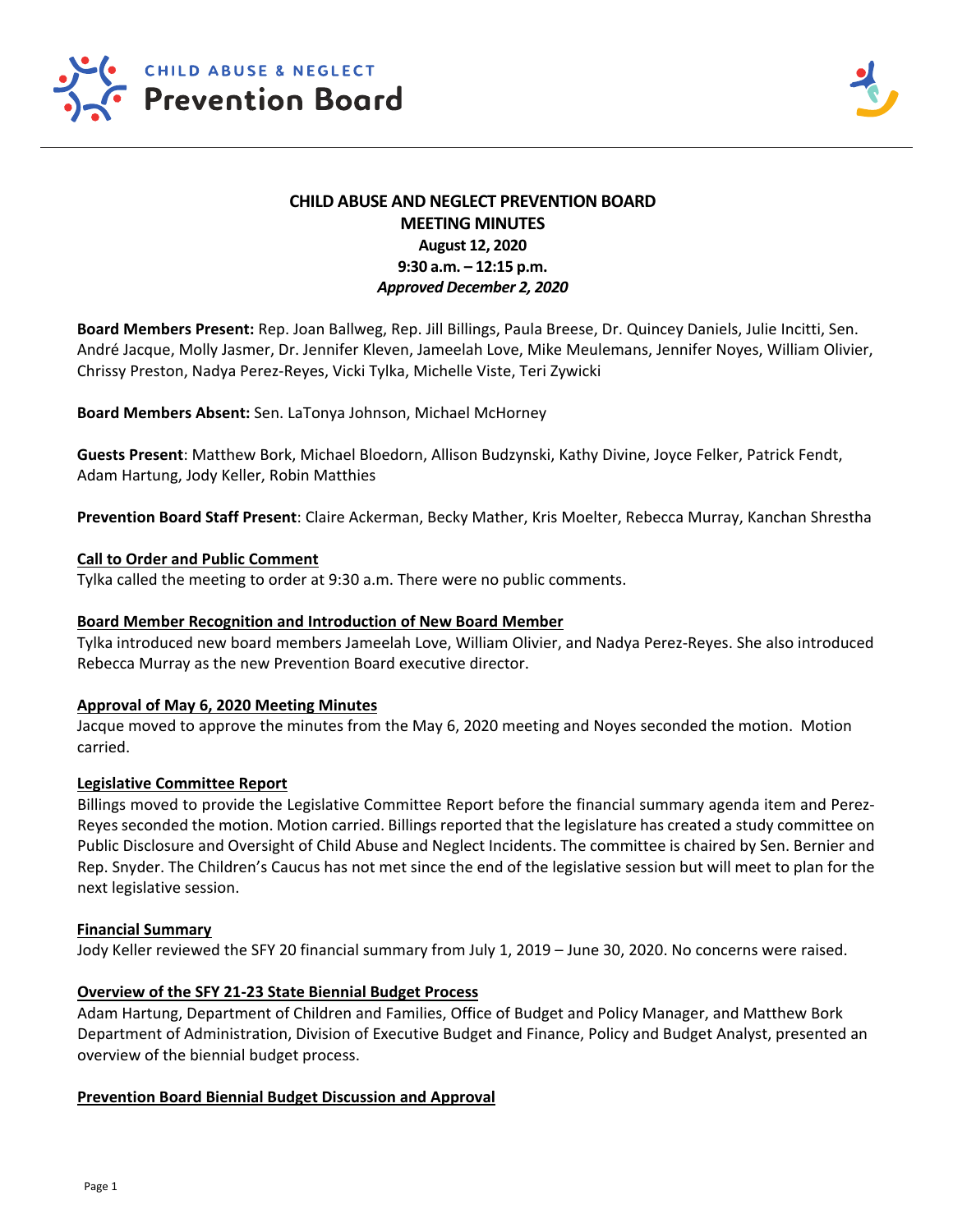CHILD ABUSE & NEGLECT
Prevention Board

# CHILD ABUSE AND NEGLECT PREVENTION BOARD
## MEETING MINUTES
**August 12, 2020**
**9:30 a.m. – 12:15 p.m.**
***Approved December 2, 2020***

**Board Members Present:** Rep. Joan Ballweg, Rep. Jill Billings, Paula Breese, Dr. Quincey Daniels, Julie Incitti, Sen. André Jacque, Molly Jasmer, Dr. Jennifer Kleven, Jameelah Love, Mike Meulemans, Jennifer Noyes, William Olivier, Chrissy Preston, Nadya Perez-Reyes, Vicki Tylka, Michelle Viste, Teri Zywicki

**Board Members Absent:** Sen. LaTonya Johnson, Michael McHorney

**Guests Present**: Matthew Bork, Michael Bloedorn, Allison Budzynski, Kathy Divine, Joyce Felker, Patrick Fendt, Adam Hartung, Jody Keller, Robin Matthies

**Prevention Board Staff Present**: Claire Ackerman, Becky Mather, Kris Moelter, Rebecca Murray, Kanchan Shrestha

**Call to Order and Public Comment**

Tylka called the meeting to order at 9:30 a.m. There were no public comments.

**Board Member Recognition and Introduction of New Board Member**

Tylka introduced new board members Jameelah Love, William Olivier, and Nadya Perez-Reyes. She also introduced Rebecca Murray as the new Prevention Board executive director.

**Approval of May 6, 2020 Meeting Minutes**

Jacque moved to approve the minutes from the May 6, 2020 meeting and Noyes seconded the motion. Motion carried.

**Legislative Committee Report**

Billings moved to provide the Legislative Committee Report before the financial summary agenda item and Perez-Reyes seconded the motion. Motion carried. Billings reported that the legislature has created a study committee on Public Disclosure and Oversight of Child Abuse and Neglect Incidents. The committee is chaired by Sen. Bernier and Rep. Snyder. The Children's Caucus has not met since the end of the legislative session but will meet to plan for the next legislative session.

**Financial Summary**

Jody Keller reviewed the SFY 20 financial summary from July 1, 2019 – June 30, 2020. No concerns were raised.

**Overview of the SFY 21-23 State Biennial Budget Process**

Adam Hartung, Department of Children and Families, Office of Budget and Policy Manager, and Matthew Bork Department of Administration, Division of Executive Budget and Finance, Policy and Budget Analyst, presented an overview of the biennial budget process.

**Prevention Board Biennial Budget Discussion and Approval**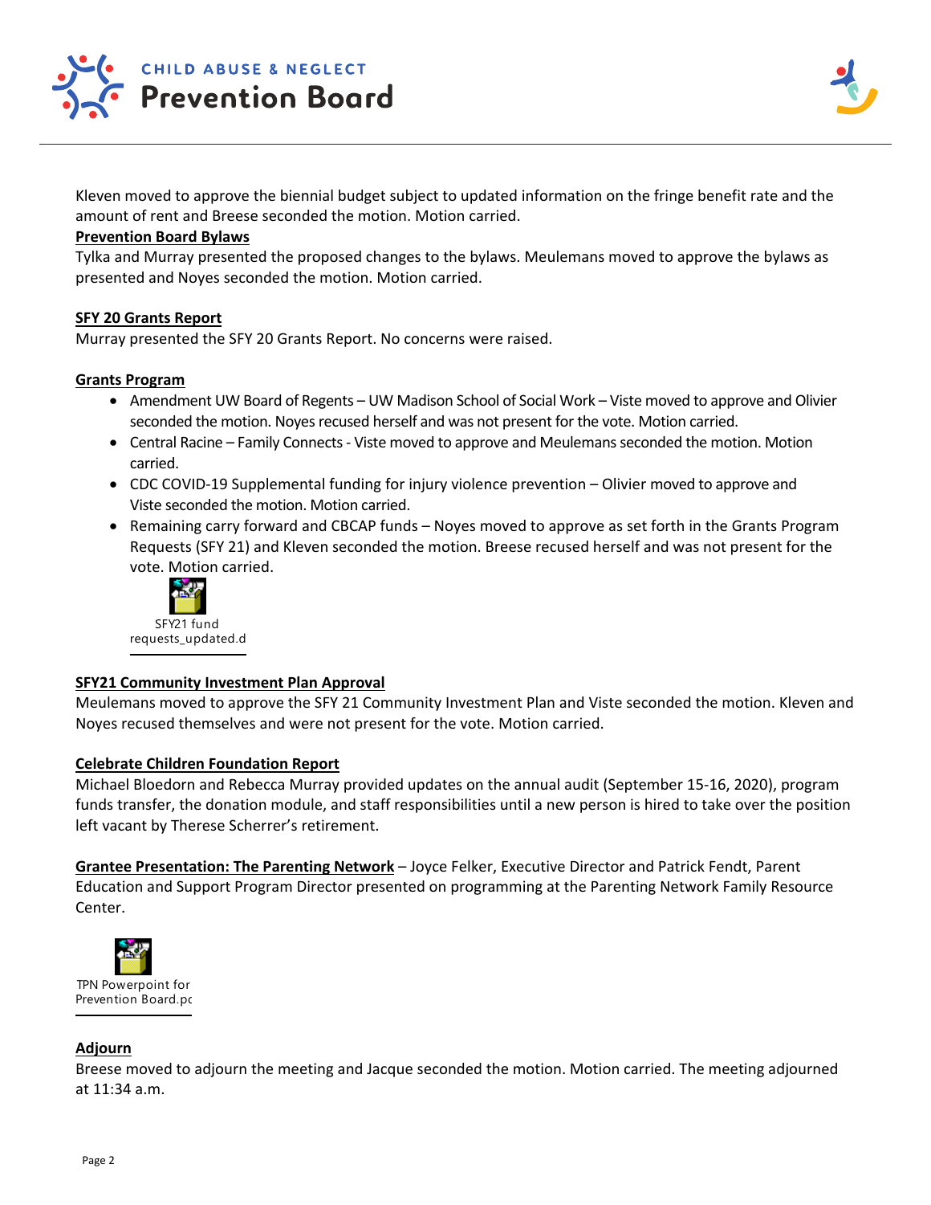Kleven moved to approve the biennial budget subject to updated information on the fringe benefit rate and the amount of rent and Breese seconded the motion. Motion carried.

**Prevention Board Bylaws**

Tylka and Murray presented the proposed changes to the bylaws. Meulemans moved to approve the bylaws as presented and Noyes seconded the motion. Motion carried.

**SFY 20 Grants Report**

Murray presented the SFY 20 Grants Report. No concerns were raised.

**Grants Program**

- Amendment UW Board of Regents – UW Madison School of Social Work – Viste moved to approve and Olivier seconded the motion. Noyes recused herself and was not present for the vote. Motion carried.
- Central Racine – Family Connects - Viste moved to approve and Meulemans seconded the motion. Motion carried.
- CDC COVID-19 Supplemental funding for injury violence prevention – Olivier moved to approve and Viste seconded the motion. Motion carried.
- Remaining carry forward and CBCAP funds – Noyes moved to approve as set forth in the Grants Program Requests (SFY 21) and Kleven seconded the motion. Breese recused herself and was not present for the vote. Motion carried.

SFY21 fund requests_updated.d

**SFY21 Community Investment Plan Approval**

Meulemans moved to approve the SFY 21 Community Investment Plan and Viste seconded the motion. Kleven and Noyes recused themselves and were not present for the vote. Motion carried.

**Celebrate Children Foundation Report**

Michael Bloedorn and Rebecca Murray provided updates on the annual audit (September 15-16, 2020), program funds transfer, the donation module, and staff responsibilities until a new person is hired to take over the position left vacant by Therese Scherrer's retirement.

**Grantee Presentation: The Parenting Network** – Joyce Felker, Executive Director and Patrick Fendt, Parent Education and Support Program Director presented on programming at the Parenting Network Family Resource Center.

TPN Powerpoint for Prevention Board.pc

**Adjourn**

Breese moved to adjourn the meeting and Jacque seconded the motion. Motion carried. The meeting adjourned at 11:34 a.m.